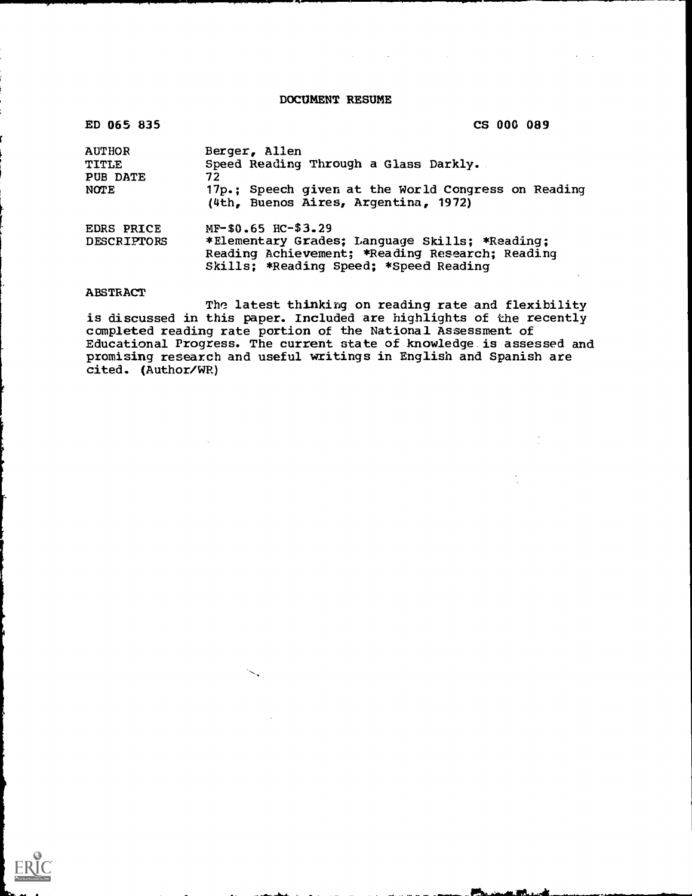# DOCUMENT RESUME

| | |
|---|---|
| ED 065 835 | CS 000 089 |
| AUTHOR | Berger, Allen |
| TITLE | Speed Reading Through a Glass Darkly. |
| PUB DATE | 72 |
| NOTE | 17p.; Speech given at the World Congress on Reading (4th, Buenos Aires, Argentina, 1972) |
| EDRS PRICE | MF-$0.65 HC-$3.29 |
| DESCRIPTORS | *Elementary Grades; Language Skills; *Reading; Reading Achievement; *Reading Research; Reading Skills; *Reading Speed; *Speed Reading |

## ABSTRACT

The latest thinking on reading rate and flexibility is discussed in this paper. Included are highlights of the recently completed reading rate portion of the National Assessment of Educational Progress. The current state of knowledge is assessed and promising research and useful writings in English and Spanish are cited. (Author/WR)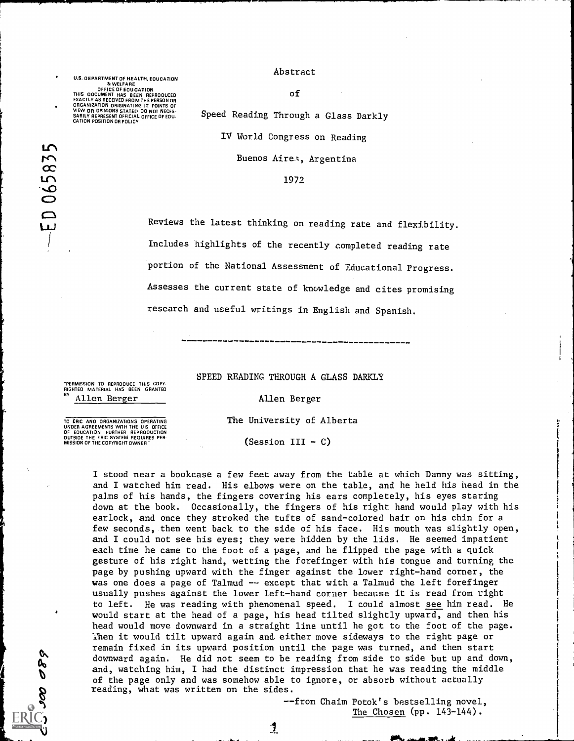U.S. DEPARTMENT OF HEALTH, EDUCATION & WELFARE
OFFICE OF EDUCATION
THIS DOCUMENT HAS BEEN REPRODUCED EXACTLY AS RECEIVED FROM THE PERSON OR ORGANIZATION ORIGINATING IT. POINTS OF VIEW OR OPINIONS STATED DO NOT NECESSARILY REPRESENT OFFICIAL OFFICE OF EDUCATION POSITION OR POLICY

ED 065835

Abstract

of

Speed Reading Through a Glass Darkly

IV World Congress on Reading

Buenos Aires, Argentina

1972

Reviews the latest thinking on reading rate and flexibility. Includes highlights of the recently completed reading rate portion of the National Assessment of Educational Progress. Assesses the current state of knowledge and cites promising research and useful writings in English and Spanish.

---

"PERMISSION TO REPRODUCE THIS COPYRIGHTED MATERIAL HAS BEEN GRANTED BY Allen Berger

TO ERIC AND ORGANIZATIONS OPERATING UNDER AGREEMENTS WITH THE U.S. OFFICE OF EDUCATION. FURTHER REPRODUCTION OUTSIDE THE ERIC SYSTEM REQUIRES PERMISSION OF THE COPYRIGHT OWNER."

# SPEED READING THROUGH A GLASS DARKLY

Allen Berger

The University of Alberta

(Session III - C)

I stood near a bookcase a few feet away from the table at which Danny was sitting, and I watched him read. His elbows were on the table, and he held his head in the palms of his hands, the fingers covering his ears completely, his eyes staring down at the book. Occasionally, the fingers of his right hand would play with his earlock, and once they stroked the tufts of sand-colored hair on his chin for a few seconds, then went back to the side of his face. His mouth was slightly open, and I could not see his eyes; they were hidden by the lids. He seemed impatient each time he came to the foot of a page, and he flipped the page with a quick gesture of his right hand, wetting the forefinger with his tongue and turning the page by pushing upward with the finger against the lower right-hand corner, the was one does a page of Talmud -- except that with a Talmud the left forefinger usually pushes against the lower left-hand corner because it is read from right to left. He was reading with phenomenal speed. I could almost see him read. He would start at the head of a page, his head tilted slightly upward, and then his head would move downward in a straight line until he got to the foot of the page. Then it would tilt upward again and either move sideways to the right page or remain fixed in its upward position until the page was turned, and then start downward again. He did not seem to be reading from side to side but up and down, and, watching him, I had the distinct impression that he was reading the middle of the page only and was somehow able to ignore, or absorb without actually reading, what was written on the sides.

--from Chaim Potok's bestselling novel, The Chosen (pp. 143-144).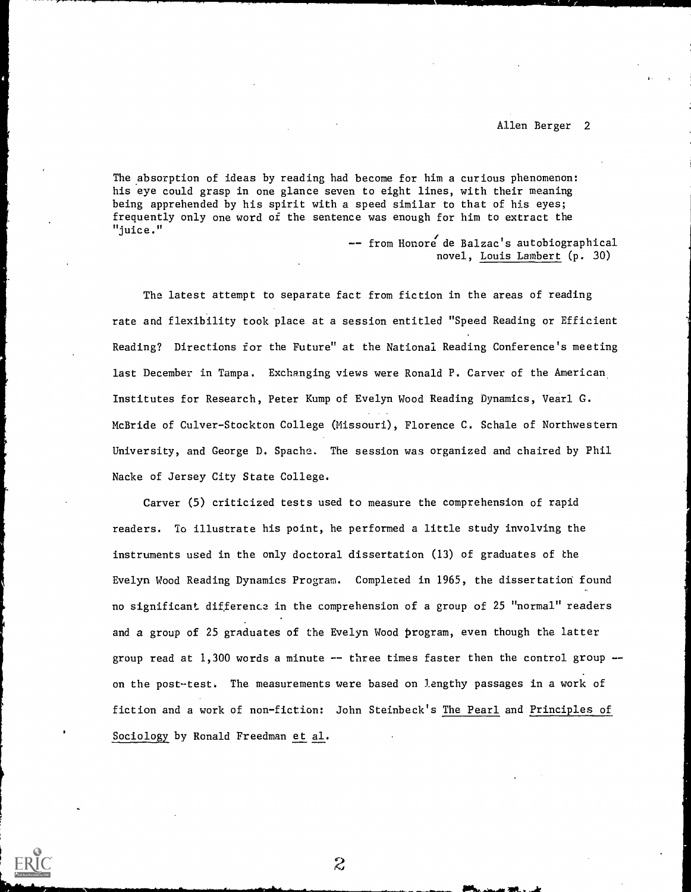The absorption of ideas by reading had become for him a curious phenomenon: his eye could grasp in one glance seven to eight lines, with their meaning being apprehended by his spirit with a speed similar to that of his eyes; frequently only one word of the sentence was enough for him to extract the "juice."

-- from Honoré de Balzac's autobiographical novel, Louis Lambert (p. 30)

The latest attempt to separate fact from fiction in the areas of reading rate and flexibility took place at a session entitled "Speed Reading or Efficient Reading? Directions for the Future" at the National Reading Conference's meeting last December in Tampa. Exchanging views were Ronald P. Carver of the American Institutes for Research, Peter Kump of Evelyn Wood Reading Dynamics, Vearl G. McBride of Culver-Stockton College (Missouri), Florence C. Schale of Northwestern University, and George D. Spache. The session was organized and chaired by Phil Nacke of Jersey City State College.

Carver (5) criticized tests used to measure the comprehension of rapid readers. To illustrate his point, he performed a little study involving the instruments used in the only doctoral dissertation (13) of graduates of the Evelyn Wood Reading Dynamics Program. Completed in 1965, the dissertation found no significant difference in the comprehension of a group of 25 "normal" readers and a group of 25 graduates of the Evelyn Wood program, even though the latter group read at 1,300 words a minute -- three times faster then the control group -- on the post-test. The measurements were based on lengthy passages in a work of fiction and a work of non-fiction: John Steinbeck's The Pearl and Principles of Sociology by Ronald Freedman et al.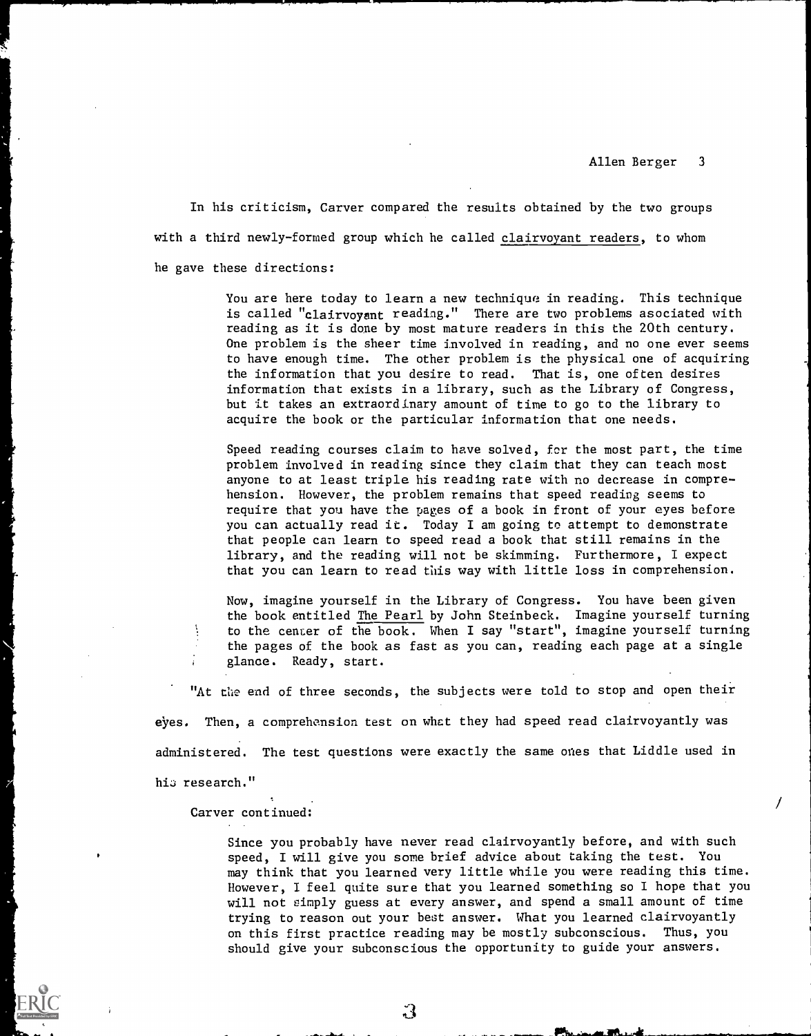In his criticism, Carver compared the results obtained by the two groups with a third newly-formed group which he called <u>clairvoyant readers</u>, to whom he gave these directions:

> You are here today to learn a new technique in reading. This technique is called "clairvoyant reading." There are two problems asociated with reading as it is done by most mature readers in this the 20th century. One problem is the sheer time involved in reading, and no one ever seems to have enough time. The other problem is the physical one of acquiring the information that you desire to read. That is, one often desires information that exists in a library, such as the Library of Congress, but it takes an extraordinary amount of time to go to the library to acquire the book or the particular information that one needs.
>
> Speed reading courses claim to have solved, for the most part, the time problem involved in reading since they claim that they can teach most anyone to at least triple his reading rate with no decrease in comprehension. However, the problem remains that speed reading seems to require that you have the pages of a book in front of your eyes before you can actually read it. Today I am going to attempt to demonstrate that people can learn to speed read a book that still remains in the library, and the reading will not be skimming. Furthermore, I expect that you can learn to read this way with little loss in comprehension.
>
> Now, imagine yourself in the Library of Congress. You have been given the book entitled <u>The Pearl</u> by John Steinbeck. Imagine yourself turning to the center of the book. When I say "start", imagine yourself turning the pages of the book as fast as you can, reading each page at a single glance. Ready, start.

"At the end of three seconds, the subjects were told to stop and open their eyes. Then, a comprehension test on what they had speed read clairvoyantly was administered. The test questions were exactly the same ones that Liddle used in his research."

Carver continued:

> Since you probably have never read clairvoyantly before, and with such speed, I will give you some brief advice about taking the test. You may think that you learned very little while you were reading this time. However, I feel quite sure that you learned something so I hope that you will not simply guess at every answer, and spend a small amount of time trying to reason out your best answer. What you learned clairvoyantly on this first practice reading may be mostly subconscious. Thus, you should give your subconscious the opportunity to guide your answers.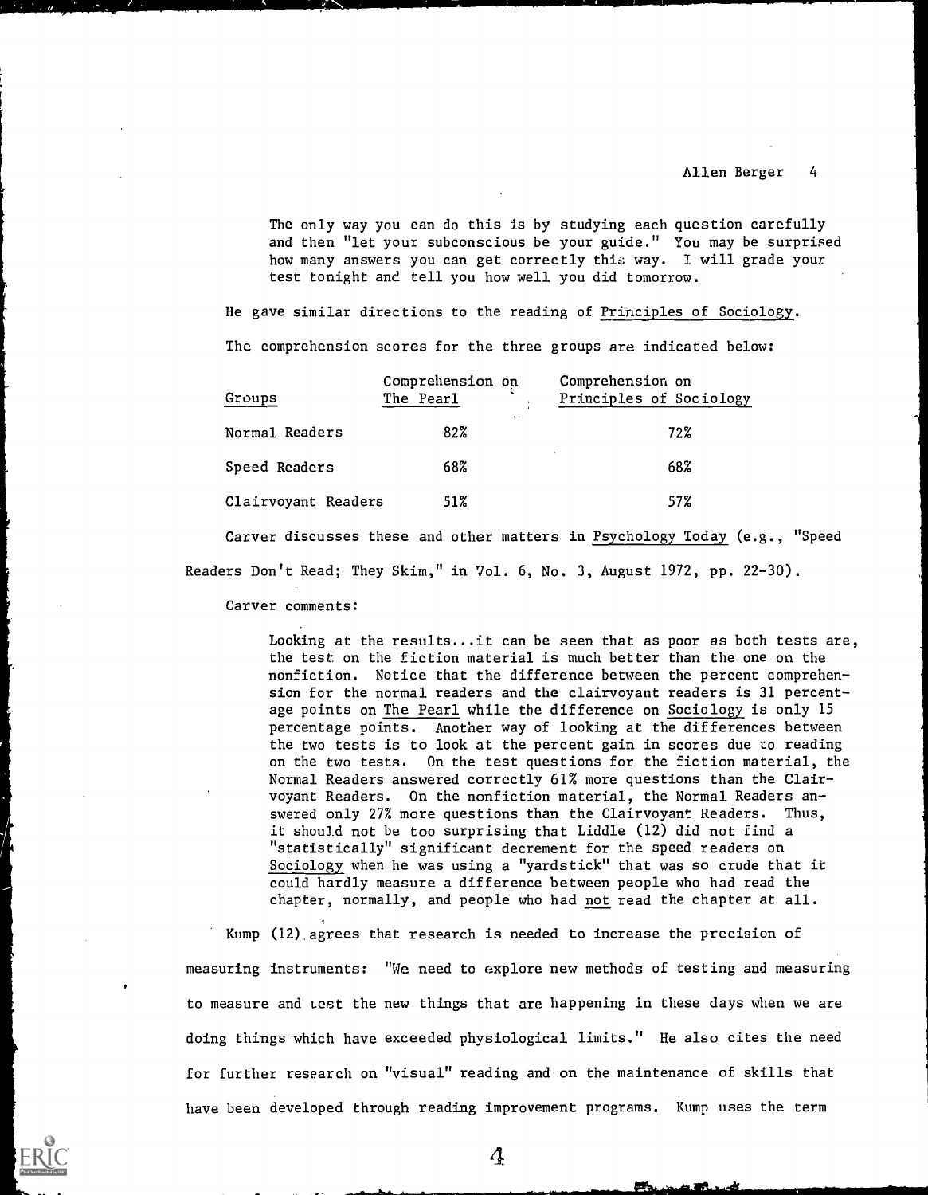> The only way you can do this is by studying each question carefully and then "let your subconscious be your guide." You may be surprised how many answers you can get correctly this way. I will grade your test tonight and tell you how well you did tomorrow.

He gave similar directions to the reading of Principles of Sociology.

The comprehension scores for the three groups are indicated below:

| Groups | Comprehension on The Pearl | Comprehension on Principles of Sociology |
|---|---|---|
| Normal Readers | 82% | 72% |
| Speed Readers | 68% | 68% |
| Clairvoyant Readers | 51% | 57% |

Carver discusses these and other matters in Psychology Today (e.g., "Speed Readers Don't Read; They Skim," in Vol. 6, No. 3, August 1972, pp. 22-30).

Carver comments:

> Looking at the results...it can be seen that as poor as both tests are, the test on the fiction material is much better than the one on the nonfiction. Notice that the difference between the percent comprehension for the normal readers and the clairvoyant readers is 31 percentage points on The Pearl while the difference on Sociology is only 15 percentage points. Another way of looking at the differences between the two tests is to look at the percent gain in scores due to reading on the two tests. On the test questions for the fiction material, the Normal Readers answered correctly 61% more questions than the Clairvoyant Readers. On the nonfiction material, the Normal Readers answered only 27% more questions than the Clairvoyant Readers. Thus, it should not be too surprising that Liddle (12) did not find a "statistically" significant decrement for the speed readers on Sociology when he was using a "yardstick" that was so crude that it could hardly measure a difference between people who had read the chapter, normally, and people who had not read the chapter at all.

Kump (12) agrees that research is needed to increase the precision of measuring instruments: "We need to explore new methods of testing and measuring to measure and test the new things that are happening in these days when we are doing things which have exceeded physiological limits." He also cites the need for further research on "visual" reading and on the maintenance of skills that have been developed through reading improvement programs. Kump uses the term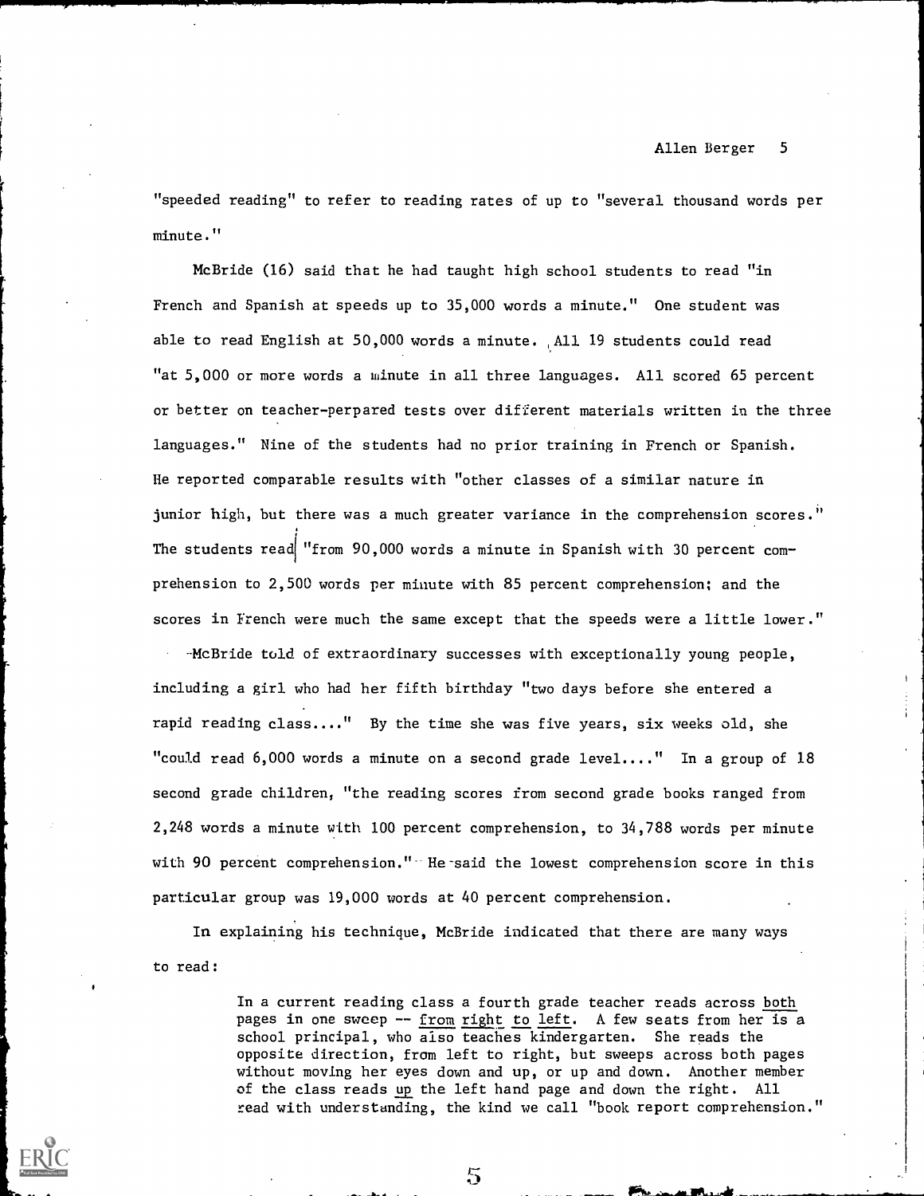"speeded reading" to refer to reading rates of up to "several thousand words per minute."

McBride (16) said that he had taught high school students to read "in French and Spanish at speeds up to 35,000 words a minute." One student was able to read English at 50,000 words a minute. All 19 students could read "at 5,000 or more words a minute in all three languages. All scored 65 percent or better on teacher-perpared tests over different materials written in the three languages." Nine of the students had no prior training in French or Spanish. He reported comparable results with "other classes of a similar nature in junior high, but there was a much greater variance in the comprehension scores." The students read "from 90,000 words a minute in Spanish with 30 percent comprehension to 2,500 words per minute with 85 percent comprehension; and the scores in French were much the same except that the speeds were a little lower."

McBride told of extraordinary successes with exceptionally young people, including a girl who had her fifth birthday "two days before she entered a rapid reading class...." By the time she was five years, six weeks old, she "could read 6,000 words a minute on a second grade level...." In a group of 18 second grade children, "the reading scores from second grade books ranged from 2,248 words a minute with 100 percent comprehension, to 34,788 words per minute with 90 percent comprehension." He said the lowest comprehension score in this particular group was 19,000 words at 40 percent comprehension.

In explaining his technique, McBride indicated that there are many ways to read:

> In a current reading class a fourth grade teacher reads across both pages in one sweep -- from right to left. A few seats from her is a school principal, who also teaches kindergarten. She reads the opposite direction, from left to right, but sweeps across both pages without moving her eyes down and up, or up and down. Another member of the class reads up the left hand page and down the right. All read with understanding, the kind we call "book report comprehension."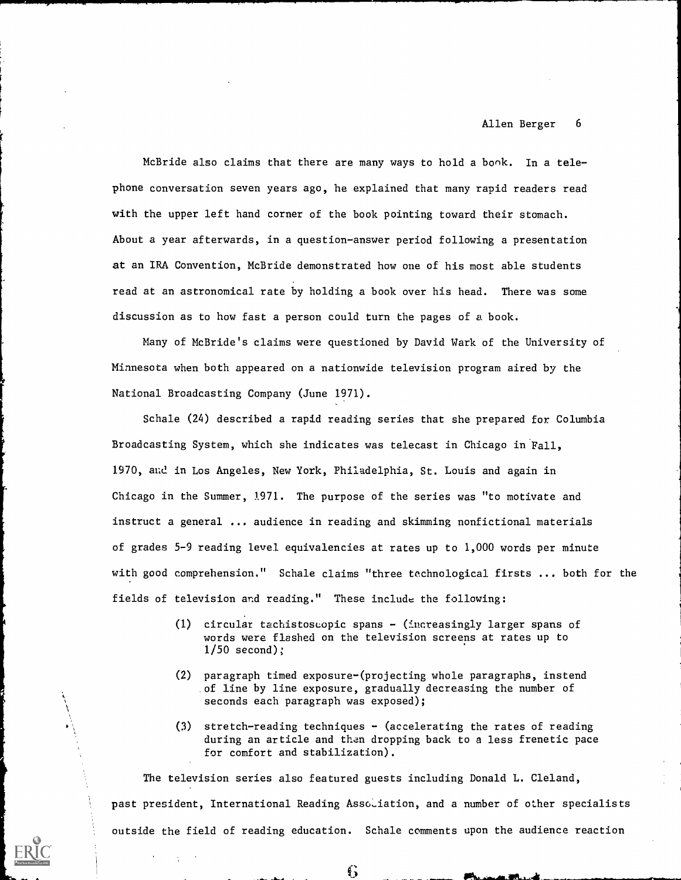McBride also claims that there are many ways to hold a book. In a telephone conversation seven years ago, he explained that many rapid readers read with the upper left hand corner of the book pointing toward their stomach. About a year afterwards, in a question-answer period following a presentation at an IRA Convention, McBride demonstrated how one of his most able students read at an astronomical rate by holding a book over his head. There was some discussion as to how fast a person could turn the pages of a book.

Many of McBride's claims were questioned by David Wark of the University of Minnesota when both appeared on a nationwide television program aired by the National Broadcasting Company (June 1971).

Schale (24) described a rapid reading series that she prepared for Columbia Broadcasting System, which she indicates was telecast in Chicago in Fall, 1970, and in Los Angeles, New York, Philadelphia, St. Louis and again in Chicago in the Summer, 1971. The purpose of the series was "to motivate and instruct a general ... audience in reading and skimming nonfictional materials of grades 5-9 reading level equivalencies at rates up to 1,000 words per minute with good comprehension." Schale claims "three technological firsts ... both for the fields of television and reading." These include the following:

> (1) circular tachistoscopic spans - (increasingly larger spans of words were flashed on the television screens at rates up to 1/50 second);
>
> (2) paragraph timed exposure-(projecting whole paragraphs, instend of line by line exposure, gradually decreasing the number of seconds each paragraph was exposed);
>
> (3) stretch-reading techniques - (accelerating the rates of reading during an article and then dropping back to a less frenetic pace for comfort and stabilization).

The television series also featured guests including Donald L. Cleland, past president, International Reading Association, and a number of other specialists outside the field of reading education. Schale comments upon the audience reaction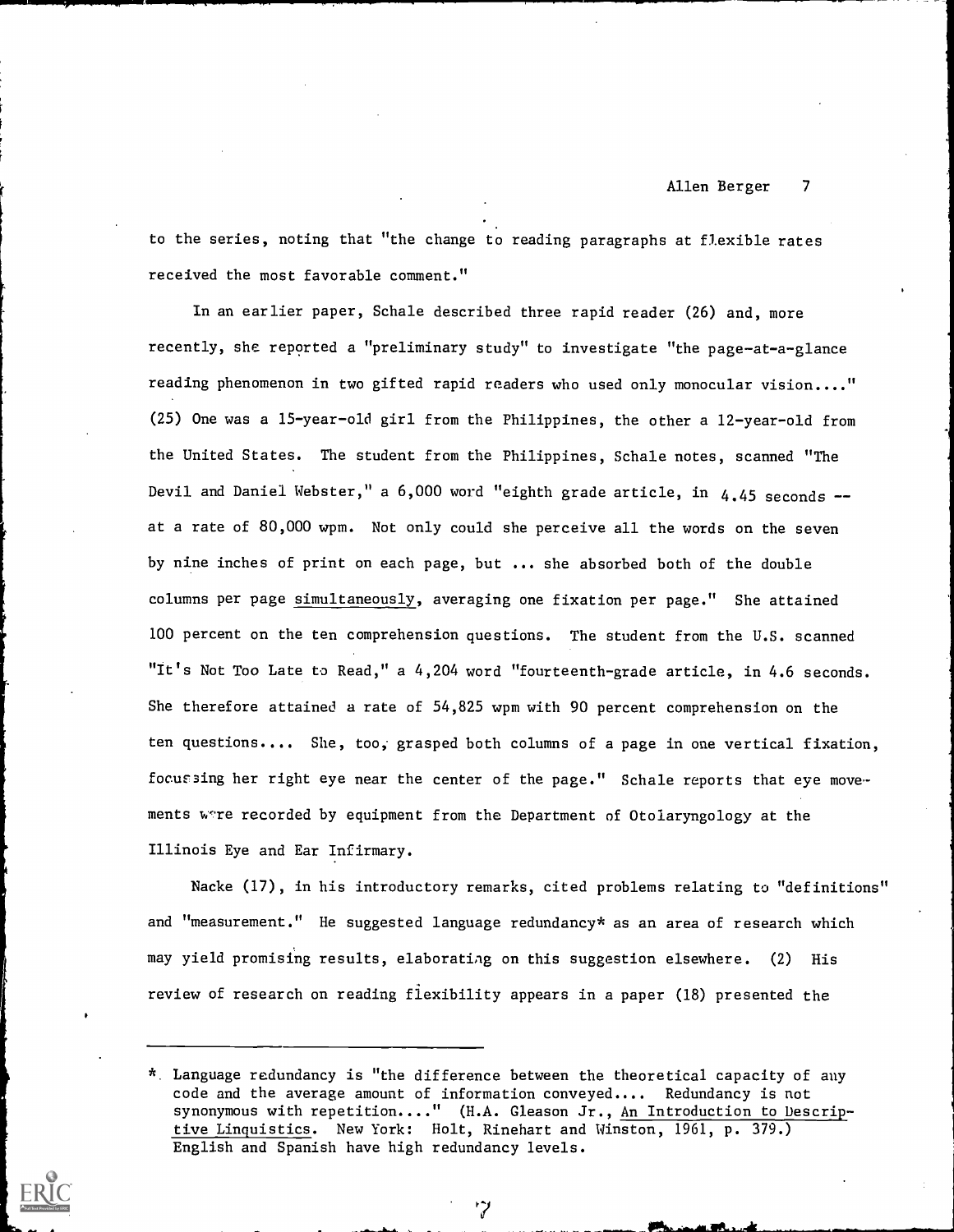to the series, noting that "the change to reading paragraphs at flexible rates received the most favorable comment."

In an earlier paper, Schale described three rapid reader (26) and, more recently, she reported a "preliminary study" to investigate "the page-at-a-glance reading phenomenon in two gifted rapid readers who used only monocular vision...." (25) One was a 15-year-old girl from the Philippines, the other a 12-year-old from the United States. The student from the Philippines, Schale notes, scanned "The Devil and Daniel Webster," a 6,000 word "eighth grade article, in 4.45 seconds -- at a rate of 80,000 wpm. Not only could she perceive all the words on the seven by nine inches of print on each page, but ... she absorbed both of the double columns per page simultaneously, averaging one fixation per page." She attained 100 percent on the ten comprehension questions. The student from the U.S. scanned "It's Not Too Late to Read," a 4,204 word "fourteenth-grade article, in 4.6 seconds. She therefore attained a rate of 54,825 wpm with 90 percent comprehension on the ten questions.... She, too, grasped both columns of a page in one vertical fixation, focussing her right eye near the center of the page." Schale reports that eye movements were recorded by equipment from the Department of Otolaryngology at the Illinois Eye and Ear Infirmary.

Nacke (17), in his introductory remarks, cited problems relating to "definitions" and "measurement." He suggested language redundancy* as an area of research which may yield promising results, elaborating on this suggestion elsewhere. (2) His review of research on reading flexibility appears in a paper (18) presented the

---

* Language redundancy is "the difference between the theoretical capacity of any code and the average amount of information conveyed.... Redundancy is not synonymous with repetition...." (H.A. Gleason Jr., An Introduction to Descriptive Linguistics. New York: Holt, Rinehart and Winston, 1961, p. 379.) English and Spanish have high redundancy levels.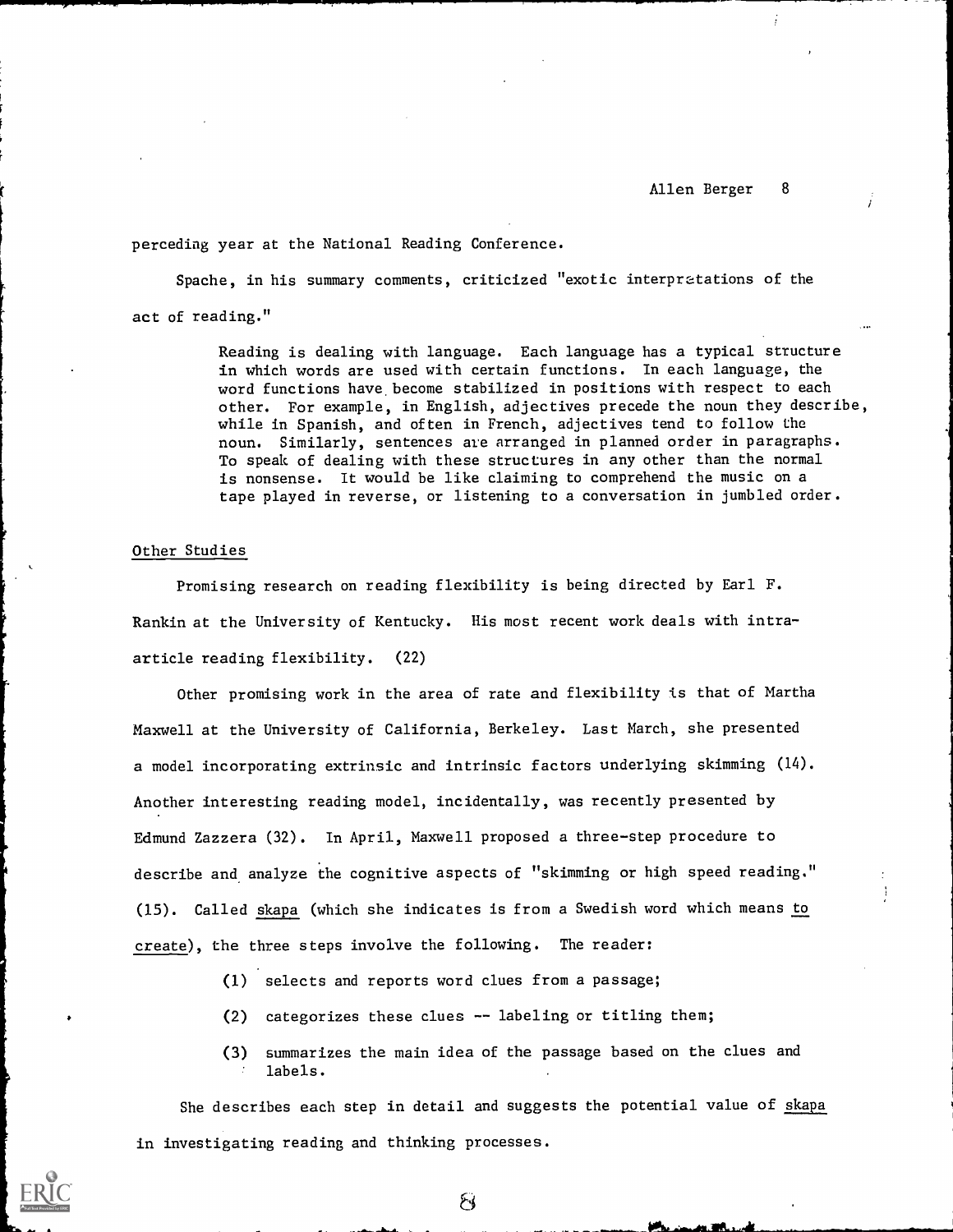perceding year at the National Reading Conference.

Spache, in his summary comments, criticized "exotic interpretations of the act of reading."

> Reading is dealing with language. Each language has a typical structure in which words are used with certain functions. In each language, the word functions have become stabilized in positions with respect to each other. For example, in English, adjectives precede the noun they describe, while in Spanish, and often in French, adjectives tend to follow the noun. Similarly, sentences are arranged in planned order in paragraphs. To speak of dealing with these structures in any other than the normal is nonsense. It would be like claiming to comprehend the music on a tape played in reverse, or listening to a conversation in jumbled order.

Other Studies

Promising research on reading flexibility is being directed by Earl F. Rankin at the University of Kentucky. His most recent work deals with intra-article reading flexibility. (22)

Other promising work in the area of rate and flexibility is that of Martha Maxwell at the University of California, Berkeley. Last March, she presented a model incorporating extrinsic and intrinsic factors underlying skimming (14). Another interesting reading model, incidentally, was recently presented by Edmund Zazzera (32). In April, Maxwell proposed a three-step procedure to describe and analyze the cognitive aspects of "skimming or high speed reading." (15). Called skapa (which she indicates is from a Swedish word which means to create), the three steps involve the following. The reader:

(1) selects and reports word clues from a passage;

(2) categorizes these clues -- labeling or titling them;

(3) summarizes the main idea of the passage based on the clues and labels.

She describes each step in detail and suggests the potential value of skapa in investigating reading and thinking processes.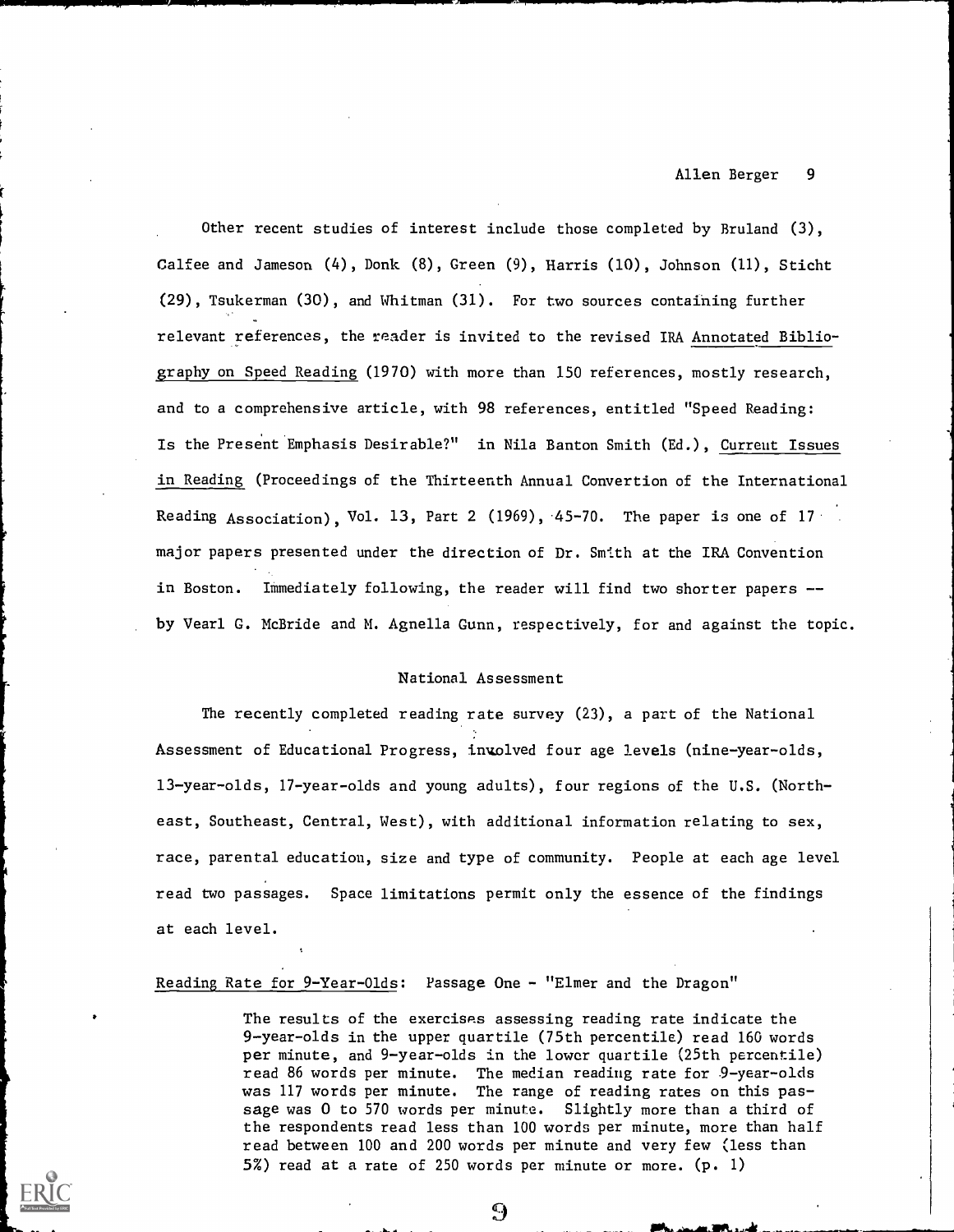Other recent studies of interest include those completed by Bruland (3), Calfee and Jameson (4), Donk (8), Green (9), Harris (10), Johnson (11), Sticht (29), Tsukerman (30), and Whitman (31). For two sources containing further relevant references, the reader is invited to the revised IRA Annotated Bibliography on Speed Reading (1970) with more than 150 references, mostly research, and to a comprehensive article, with 98 references, entitled "Speed Reading: Is the Present Emphasis Desirable?" in Nila Banton Smith (Ed.), Current Issues in Reading (Proceedings of the Thirteenth Annual Convertion of the International Reading Association), Vol. 13, Part 2 (1969), 45-70. The paper is one of 17 major papers presented under the direction of Dr. Smith at the IRA Convention in Boston. Immediately following, the reader will find two shorter papers -- by Vearl G. McBride and M. Agnella Gunn, respectively, for and against the topic.

## National Assessment

The recently completed reading rate survey (23), a part of the National Assessment of Educational Progress, involved four age levels (nine-year-olds, 13-year-olds, 17-year-olds and young adults), four regions of the U.S. (Northeast, Southeast, Central, West), with additional information relating to sex, race, parental education, size and type of community. People at each age level read two passages. Space limitations permit only the essence of the findings at each level.

Reading Rate for 9-Year-Olds: Passage One - "Elmer and the Dragon"

> The results of the exercises assessing reading rate indicate the 9-year-olds in the upper quartile (75th percentile) read 160 words per minute, and 9-year-olds in the lower quartile (25th percentile) read 86 words per minute. The median reading rate for 9-year-olds was 117 words per minute. The range of reading rates on this passage was 0 to 570 words per minute. Slightly more than a third of the respondents read less than 100 words per minute, more than half read between 100 and 200 words per minute and very few (less than 5%) read at a rate of 250 words per minute or more. (p. 1)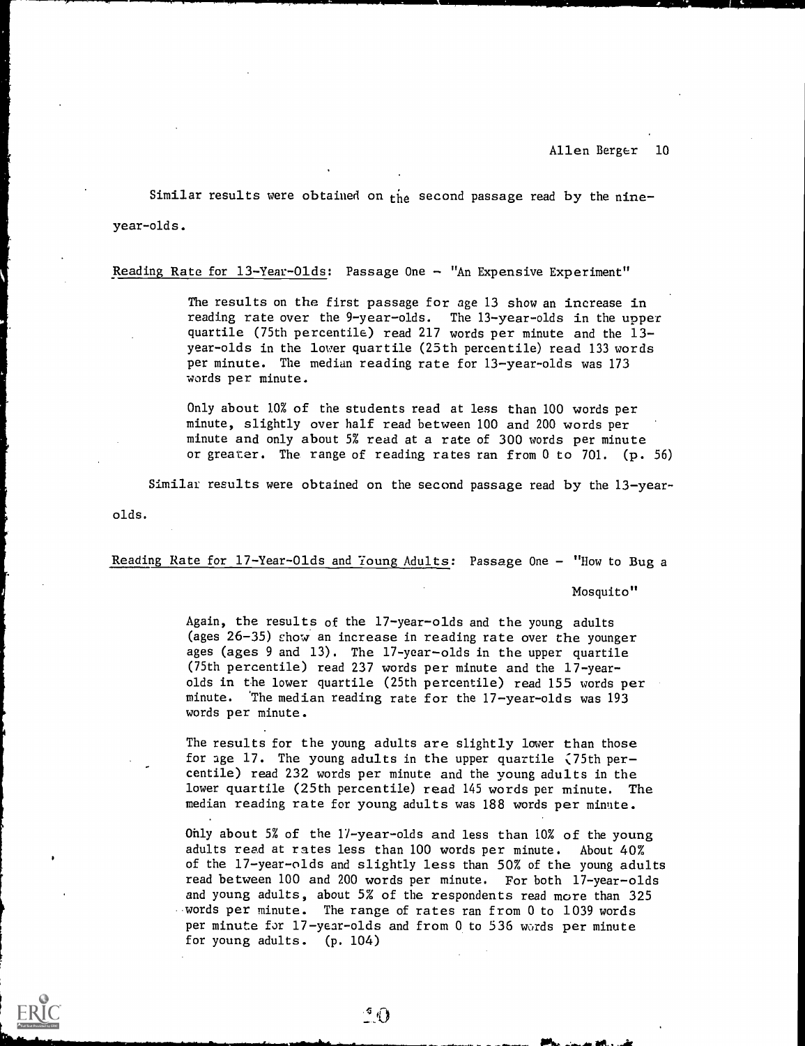Similar results were obtained on the second passage read by the nine-year-olds.

Reading Rate for 13-Year-Olds: Passage One - "An Expensive Experiment"

> The results on the first passage for age 13 show an increase in reading rate over the 9-year-olds. The 13-year-olds in the upper quartile (75th percentile) read 217 words per minute and the 13-year-olds in the lower quartile (25th percentile) read 133 words per minute. The median reading rate for 13-year-olds was 173 words per minute.
>
> Only about 10% of the students read at less than 100 words per minute, slightly over half read between 100 and 200 words per minute and only about 5% read at a rate of 300 words per minute or greater. The range of reading rates ran from 0 to 701. (p. 56)

Similar results were obtained on the second passage read by the 13-year-olds.

Reading Rate for 17-Year-Olds and Young Adults: Passage One - "How to Bug a Mosquito"

> Again, the results of the 17-year-olds and the young adults (ages 26-35) show an increase in reading rate over the younger ages (ages 9 and 13). The 17-year-olds in the upper quartile (75th percentile) read 237 words per minute and the 17-year-olds in the lower quartile (25th percentile) read 155 words per minute. The median reading rate for the 17-year-olds was 193 words per minute.
>
> The results for the young adults are slightly lower than those for age 17. The young adults in the upper quartile (75th percentile) read 232 words per minute and the young adults in the lower quartile (25th percentile) read 145 words per minute. The median reading rate for young adults was 188 words per minute.
>
> Only about 5% of the 17-year-olds and less than 10% of the young adults read at rates less than 100 words per minute. About 40% of the 17-year-olds and slightly less than 50% of the young adults read between 100 and 200 words per minute. For both 17-year-olds and young adults, about 5% of the respondents read more than 325 words per minute. The range of rates ran from 0 to 1039 words per minute for 17-year-olds and from 0 to 536 words per minute for young adults. (p. 104)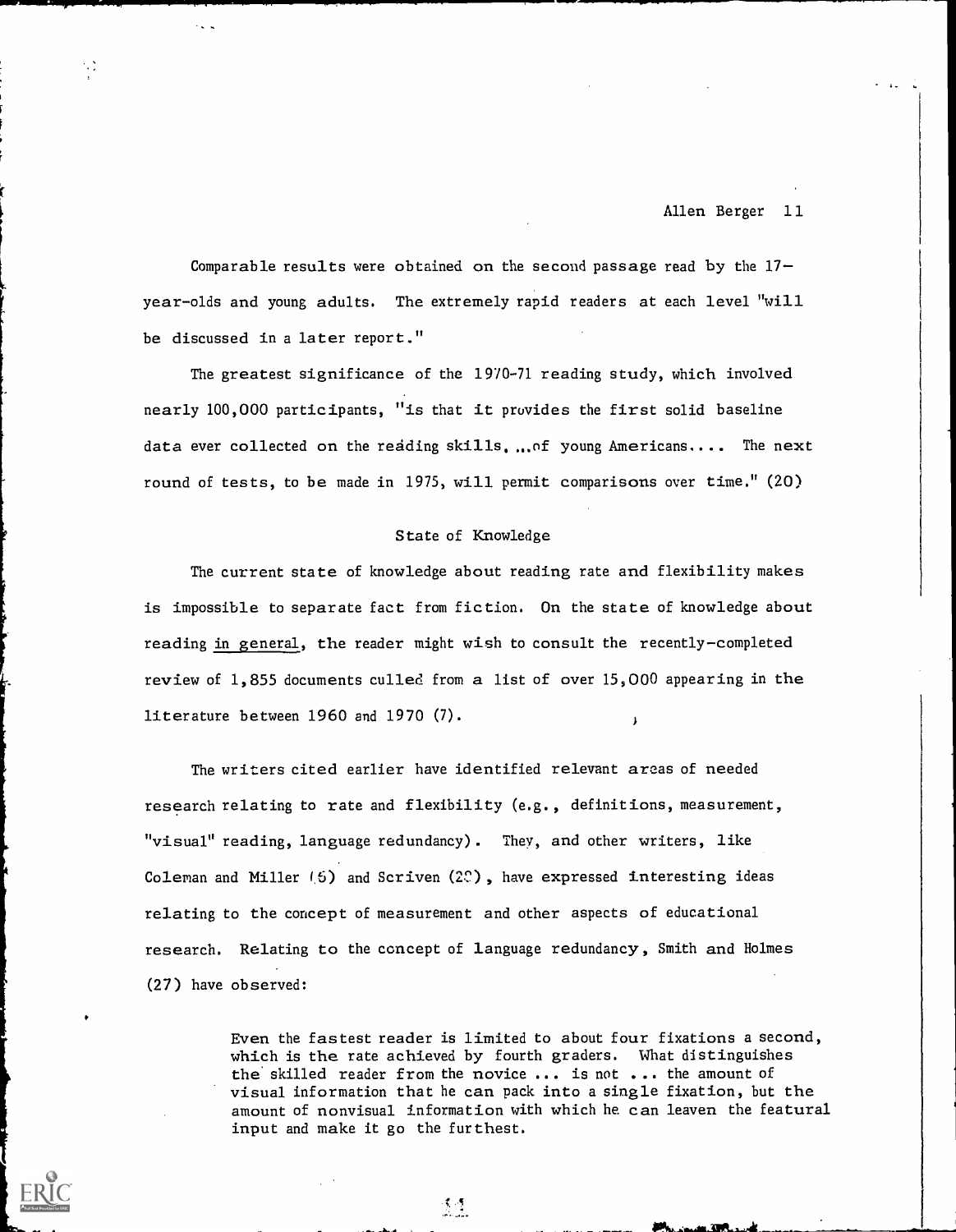Comparable results were obtained on the second passage read by the 17-year-olds and young adults. The extremely rapid readers at each level "will be discussed in a later report."

The greatest significance of the 1970-71 reading study, which involved nearly 100,000 participants, "is that it provides the first solid baseline data ever collected on the reading skills....of young Americans.... The next round of tests, to be made in 1975, will permit comparisons over time." (20)

## State of Knowledge

The current state of knowledge about reading rate and flexibility makes is impossible to separate fact from fiction. On the state of knowledge about reading <u>in general</u>, the reader might wish to consult the recently-completed review of 1,855 documents culled from a list of over 15,000 appearing in the literature between 1960 and 1970 (7).

The writers cited earlier have identified relevant areas of needed research relating to rate and flexibility (e.g., definitions, measurement, "visual" reading, language redundancy). They, and other writers, like Coleman and Miller (5) and Scriven (20), have expressed interesting ideas relating to the concept of measurement and other aspects of educational research. Relating to the concept of language redundancy, Smith and Holmes (27) have observed:

> Even the fastest reader is limited to about four fixations a second, which is the rate achieved by fourth graders. What distinguishes the skilled reader from the novice ... is not ... the amount of visual information that he can pack into a single fixation, but the amount of nonvisual information with which he can leaven the featural input and make it go the furthest.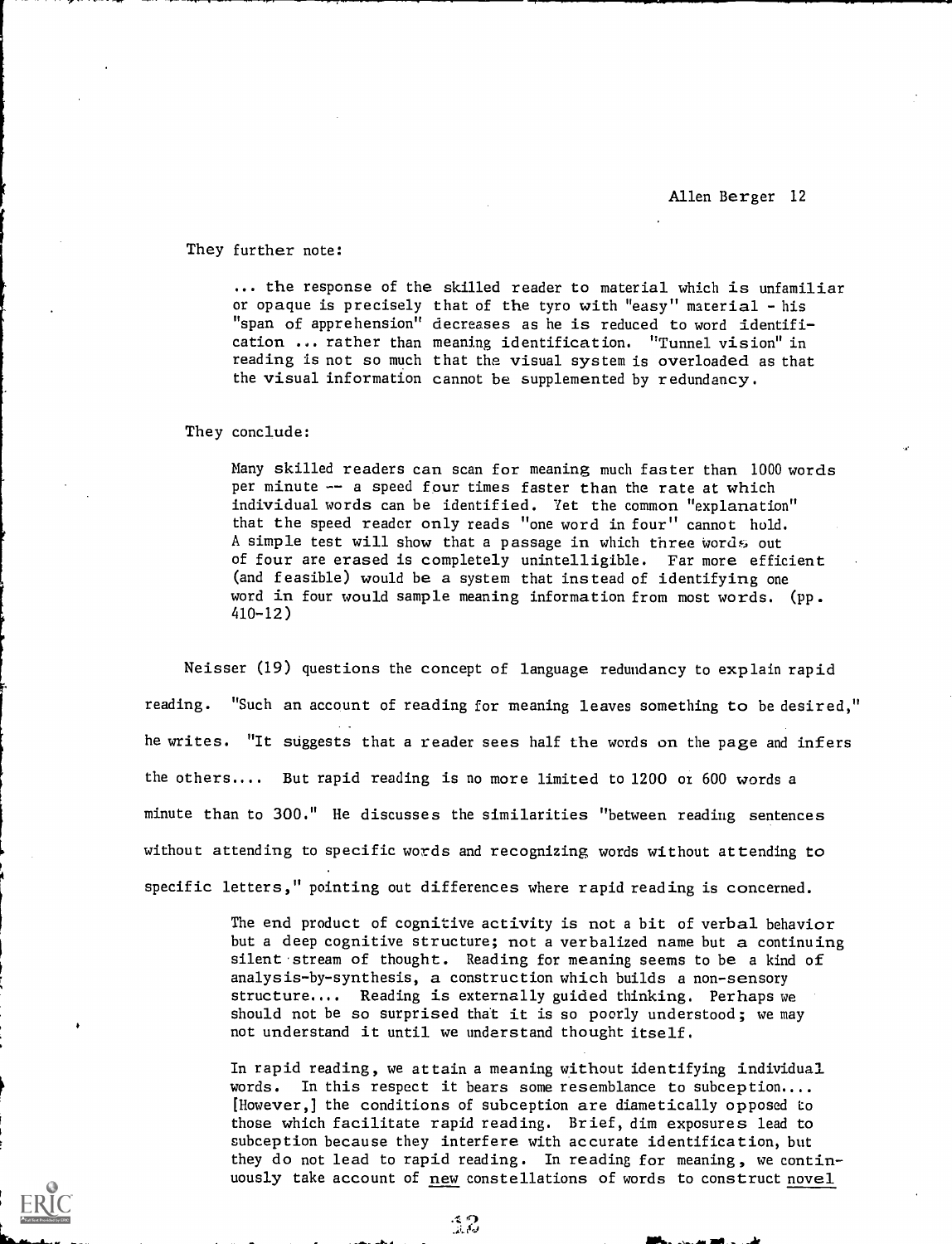They further note:

> ... the response of the skilled reader to material which is unfamiliar or opaque is precisely that of the tyro with "easy" material - his "span of apprehension" decreases as he is reduced to word identification ... rather than meaning identification. "Tunnel vision" in reading is not so much that the visual system is overloaded as that the visual information cannot be supplemented by redundancy.

They conclude:

> Many skilled readers can scan for meaning much faster than 1000 words per minute -- a speed four times faster than the rate at which individual words can be identified. Yet the common "explanation" that the speed reader only reads "one word in four" cannot hold. A simple test will show that a passage in which three words out of four are erased is completely unintelligible. Far more efficient (and feasible) would be a system that instead of identifying one word in four would sample meaning information from most words. (pp. 410-12)

Neisser (19) questions the concept of language redundancy to explain rapid reading. "Such an account of reading for meaning leaves something to be desired," he writes. "It suggests that a reader sees half the words on the page and infers the others.... But rapid reading is no more limited to 1200 or 600 words a minute than to 300." He discusses the similarities "between reading sentences without attending to specific words and recognizing words without attending to specific letters," pointing out differences where rapid reading is concerned.

> The end product of cognitive activity is not a bit of verbal behavior but a deep cognitive structure; not a verbalized name but a continuing silent stream of thought. Reading for meaning seems to be a kind of analysis-by-synthesis, a construction which builds a non-sensory structure.... Reading is externally guided thinking. Perhaps we should not be so surprised that it is so poorly understood; we may not understand it until we understand thought itself.
>
> In rapid reading, we attain a meaning without identifying individual words. In this respect it bears some resemblance to subception.... [However,] the conditions of subception are diametically opposed to those which facilitate rapid reading. Brief, dim exposures lead to subception because they interfere with accurate identification, but they do not lead to rapid reading. In reading for meaning, we continuously take account of <u>new</u> constellations of words to construct <u>novel</u>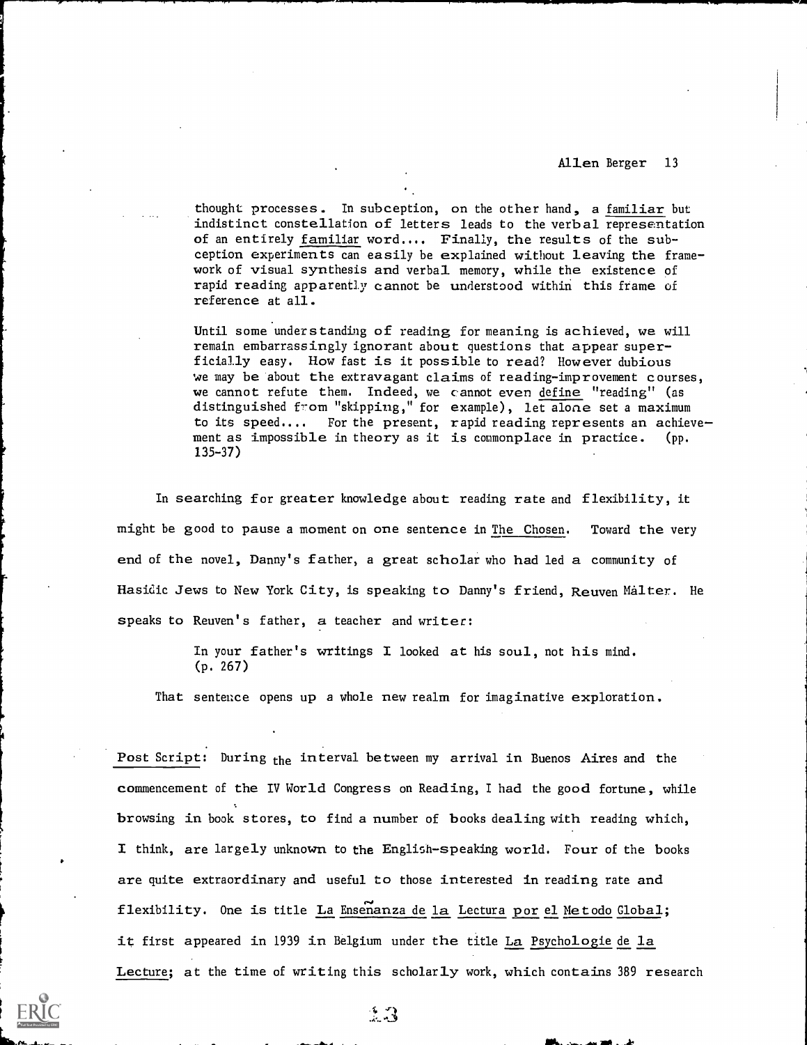> thought processes. In subception, on the other hand, a familiar but indistinct constellation of letters leads to the verbal representation of an entirely familiar word.... Finally, the results of the subception experiments can easily be explained without leaving the framework of visual synthesis and verbal memory, while the existence of rapid reading apparently cannot be understood within this frame of reference at all.
>
> Until some understanding of reading for meaning is achieved, we will remain embarrassingly ignorant about questions that appear superficially easy. How fast is it possible to read? However dubious we may be about the extravagant claims of reading-improvement courses, we cannot refute them. Indeed, we cannot even *define* "reading" (as distinguished from "skipping," for example), let alone set a maximum to its speed.... For the present, rapid reading represents an achievement as impossible in theory as it is commonplace in practice. (pp. 135-37)

In searching for greater knowledge about reading rate and flexibility, it might be good to pause a moment on one sentence in *The Chosen*. Toward the very end of the novel, Danny's father, a great scholar who had led a community of Hasidic Jews to New York City, is speaking to Danny's friend, Reuven Malter. He speaks to Reuven's father, a teacher and writer:

> In your father's writings I looked at his soul, not his mind. (p. 267)

That sentence opens up a whole new realm for imaginative exploration.

Post Script: During the interval between my arrival in Buenos Aires and the commencement of the IV World Congress on Reading, I had the good fortune, while browsing in book stores, to find a number of books dealing with reading which, I think, are largely unknown to the English-speaking world. Four of the books are quite extraordinary and useful to those interested in reading rate and flexibility. One is title *La Enseñanza de la Lectura por el Metodo Global*; it first appeared in 1939 in Belgium under the title *La Psychologie de la Lecture*; at the time of writing this scholarly work, which contains 389 research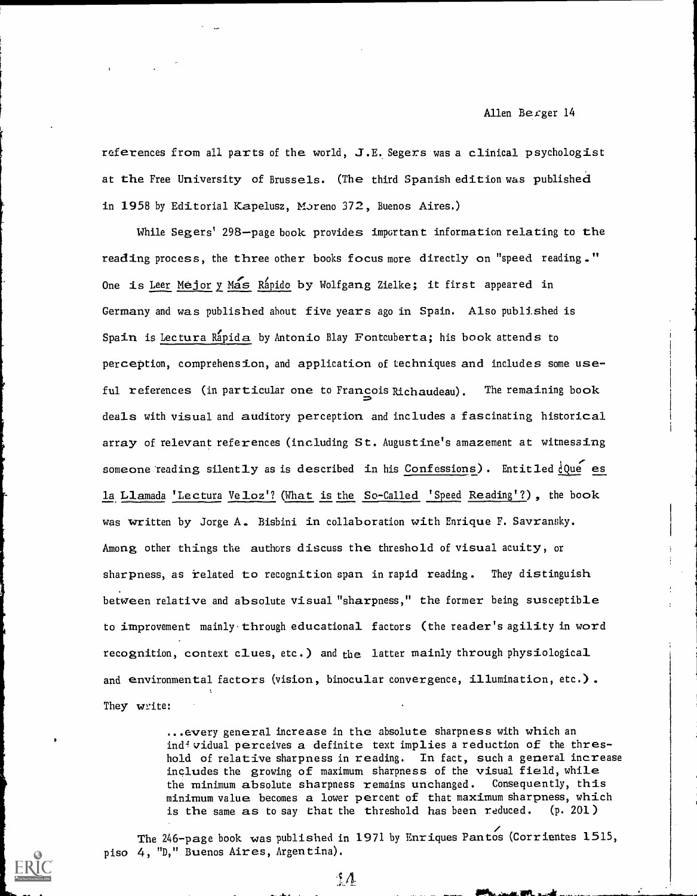references from all parts of the world, J.E. Segers was a clinical psychologist at the Free University of Brussels. (The third Spanish edition was published in 1958 by Editorial Kapelusz, Moreno 372, Buenos Aires.)

While Segers' 298-page book provides important information relating to the reading process, the three other books focus more directly on "speed reading." One is Leer Mejor y Más Rápido by Wolfgang Zielke; it first appeared in Germany and was published about five years ago in Spain. Also published is Spain is Lectura Rápida by Antonio Blay Fontcuberta; his book attends to perception, comprehension, and application of techniques and includes some useful references (in particular one to François Richaudeau). The remaining book deals with visual and auditory perception and includes a fascinating historical array of relevant references (including St. Augustine's amazement at witnessing someone reading silently as is described in his Confessions). Entitled ¿Qué es la Llamada 'Lectura Veloz'? (What is the So-Called 'Speed Reading'?), the book was written by Jorge A. Bisbini in collaboration with Enrique F. Savransky. Among other things the authors discuss the threshold of visual acuity, or sharpness, as related to recognition span in rapid reading. They distinguish between relative and absolute visual "sharpness," the former being susceptible to improvement mainly through educational factors (the reader's agility in word recognition, context clues, etc.) and the latter mainly through physiological and environmental factors (vision, binocular convergence, illumination, etc.). They write:

> ...every general increase in the absolute sharpness with which an individual perceives a definite text implies a reduction of the threshold of relative sharpness in reading. In fact, such a general increase includes the growing of maximum sharpness of the visual field, while the minimum absolute sharpness remains unchanged. Consequently, this minimum value becomes a lower percent of that maximum sharpness, which is the same as to say that the threshold has been reduced. (p. 201)

The 246-page book was published in 1971 by Enriques Pantós (Corrientes 1515, piso 4, "D," Buenos Aires, Argentina).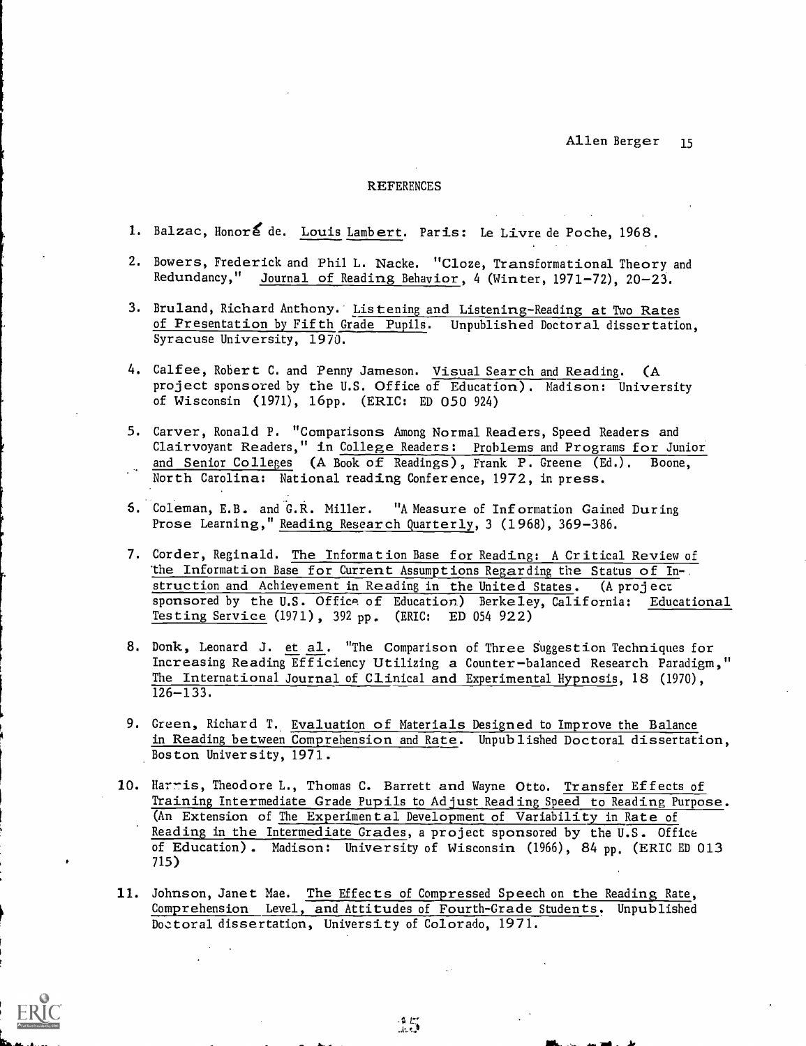## REFERENCES

1. Balzac, Honoré de. Louis Lambert. Paris: Le Livre de Poche, 1968.

2. Bowers, Frederick and Phil L. Nacke. "Cloze, Transformational Theory and Redundancy," Journal of Reading Behavior, 4 (Winter, 1971-72), 20-23.

3. Bruland, Richard Anthony. Listening and Listening-Reading at Two Rates of Presentation by Fifth Grade Pupils. Unpublished Doctoral dissertation, Syracuse University, 1970.

4. Calfee, Robert C. and Penny Jameson. Visual Search and Reading. (A project sponsored by the U.S. Office of Education). Madison: University of Wisconsin (1971), 16pp. (ERIC: ED 050 924)

5. Carver, Ronald P. "Comparisons Among Normal Readers, Speed Readers and Clairvoyant Readers," in College Readers: Problems and Programs for Junior and Senior Colleges (A Book of Readings), Frank P. Greene (Ed.). Boone, North Carolina: National reading Conference, 1972, in press.

6. Coleman, E.B. and G.R. Miller. "A Measure of Information Gained During Prose Learning," Reading Research Quarterly, 3 (1968), 369-386.

7. Corder, Reginald. The Information Base for Reading: A Critical Review of the Information Base for Current Assumptions Regarding the Status of Instruction and Achievement in Reading in the United States. (A project sponsored by the U.S. Office of Education) Berkeley, California: Educational Testing Service (1971), 392 pp. (ERIC: ED 054 922)

8. Donk, Leonard J. et al. "The Comparison of Three Suggestion Techniques for Increasing Reading Efficiency Utilizing a Counter-balanced Research Paradigm," The International Journal of Clinical and Experimental Hypnosis, 18 (1970), 126-133.

9. Green, Richard T. Evaluation of Materials Designed to Improve the Balance in Reading between Comprehension and Rate. Unpublished Doctoral dissertation, Boston University, 1971.

10. Harris, Theodore L., Thomas C. Barrett and Wayne Otto. Transfer Effects of Training Intermediate Grade Pupils to Adjust Reading Speed to Reading Purpose. (An Extension of The Experimental Development of Variability in Rate of Reading in the Intermediate Grades, a project sponsored by the U.S. Office of Education). Madison: University of Wisconsin (1966), 84 pp. (ERIC ED 013 715)

11. Johnson, Janet Mae. The Effects of Compressed Speech on the Reading Rate, Comprehension Level, and Attitudes of Fourth-Grade Students. Unpublished Doctoral dissertation, University of Colorado, 1971.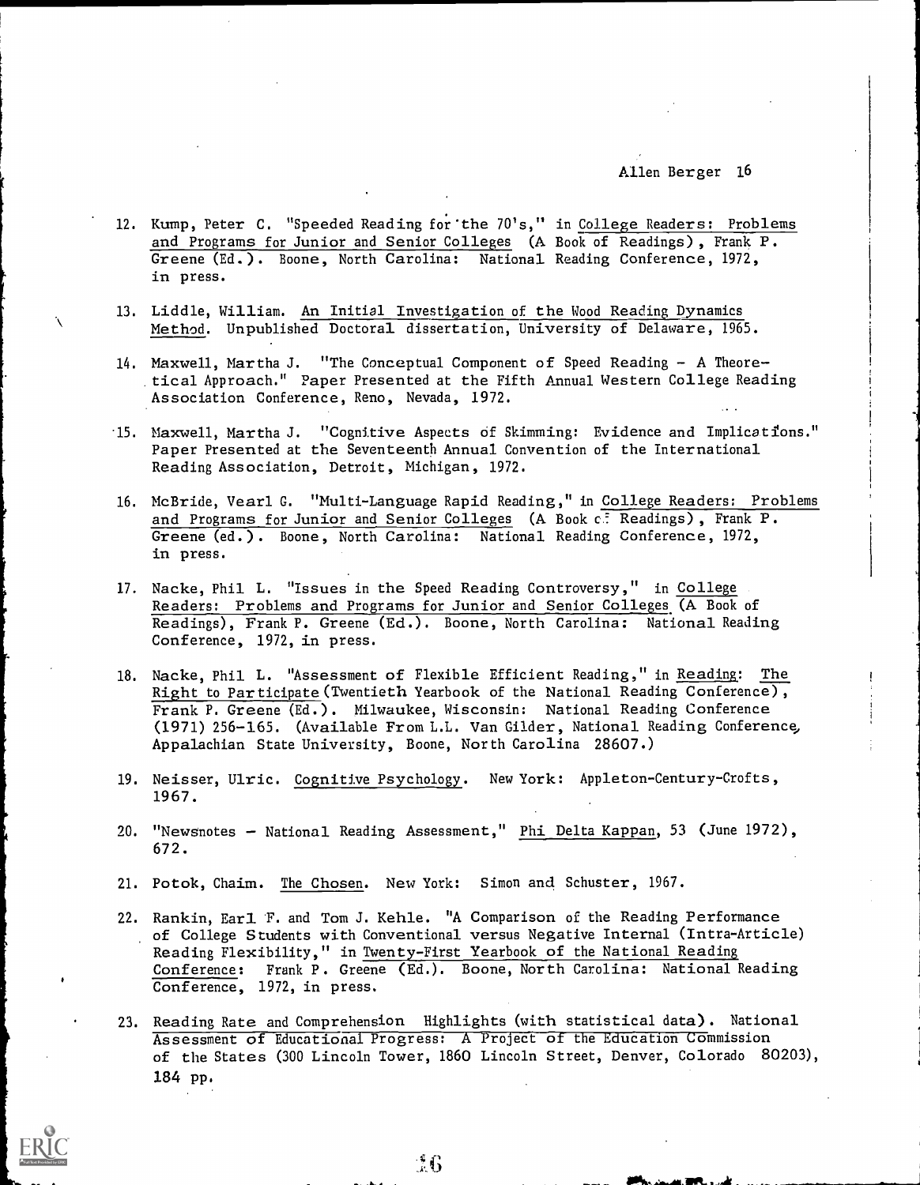12. Kump, Peter C. "Speeded Reading for the 70's," in College Readers: Problems and Programs for Junior and Senior Colleges (A Book of Readings), Frank P. Greene (Ed.). Boone, North Carolina: National Reading Conference, 1972, in press.

13. Liddle, William. An Initial Investigation of the Wood Reading Dynamics Method. Unpublished Doctoral dissertation, University of Delaware, 1965.

14. Maxwell, Martha J. "The Conceptual Component of Speed Reading - A Theoretical Approach." Paper Presented at the Fifth Annual Western College Reading Association Conference, Reno, Nevada, 1972.

15. Maxwell, Martha J. "Cognitive Aspects of Skimming: Evidence and Implications." Paper Presented at the Seventeenth Annual Convention of the International Reading Association, Detroit, Michigan, 1972.

16. McBride, Vearl G. "Multi-Language Rapid Reading," in College Readers: Problems and Programs for Junior and Senior Colleges (A Book of Readings), Frank P. Greene (ed.). Boone, North Carolina: National Reading Conference, 1972, in press.

17. Nacke, Phil L. "Issues in the Speed Reading Controversy," in College Readers: Problems and Programs for Junior and Senior Colleges (A Book of Readings), Frank P. Greene (Ed.). Boone, North Carolina: National Reading Conference, 1972, in press.

18. Nacke, Phil L. "Assessment of Flexible Efficient Reading," in Reading: The Right to Participate (Twentieth Yearbook of the National Reading Conference), Frank P. Greene (Ed.). Milwaukee, Wisconsin: National Reading Conference (1971) 256-165. (Available From L.L. Van Gilder, National Reading Conference, Appalachian State University, Boone, North Carolina 28607.)

19. Neisser, Ulric. Cognitive Psychology. New York: Appleton-Century-Crofts, 1967.

20. "Newsnotes - National Reading Assessment," Phi Delta Kappan, 53 (June 1972), 672.

21. Potok, Chaim. The Chosen. New York: Simon and Schuster, 1967.

22. Rankin, Earl F. and Tom J. Kehle. "A Comparison of the Reading Performance of College Students with Conventional versus Negative Internal (Intra-Article) Reading Flexibility," in Twenty-First Yearbook of the National Reading Conference: Frank P. Greene (Ed.). Boone, North Carolina: National Reading Conference, 1972, in press.

23. Reading Rate and Comprehension Highlights (with statistical data). National Assessment of Educational Progress: A Project of the Education Commission of the States (300 Lincoln Tower, 1860 Lincoln Street, Denver, Colorado 80203), 184 pp.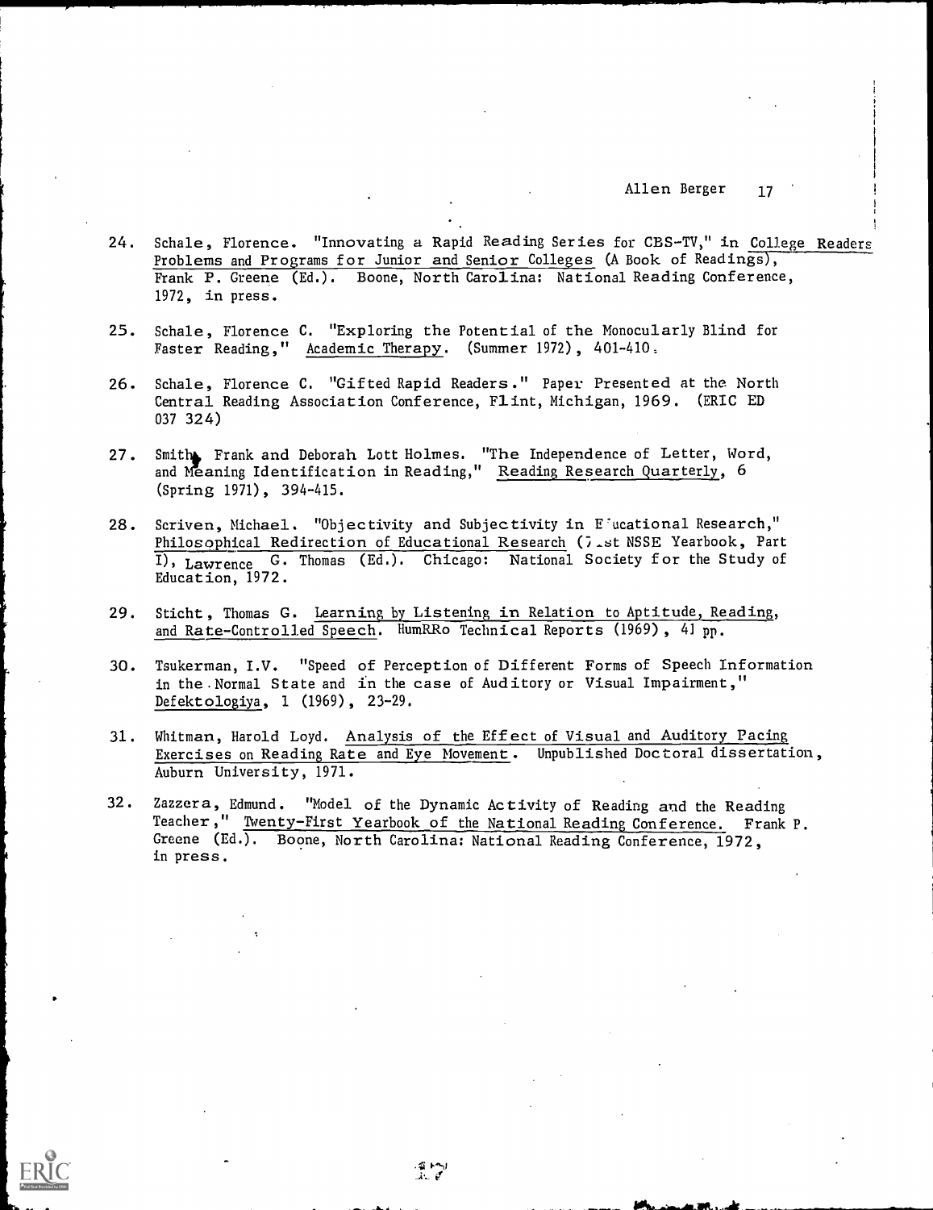24. Schale, Florence. "Innovating a Rapid Reading Series for CBS-TV," in College Readers Problems and Programs for Junior and Senior Colleges (A Book of Readings), Frank P. Greene (Ed.). Boone, North Carolina: National Reading Conference, 1972, in press.

25. Schale, Florence C. "Exploring the Potential of the Monocularly Blind for Faster Reading," Academic Therapy. (Summer 1972), 401-410.

26. Schale, Florence C. "Gifted Rapid Readers." Paper Presented at the North Central Reading Association Conference, Flint, Michigan, 1969. (ERIC ED 037 324)

27. Smith, Frank and Deborah Lott Holmes. "The Independence of Letter, Word, and Meaning Identification in Reading," Reading Research Quarterly, 6 (Spring 1971), 394-415.

28. Scriven, Michael. "Objectivity and Subjectivity in E'ucational Research," Philosophical Redirection of Educational Research (7.st NSSE Yearbook, Part I), Lawrence G. Thomas (Ed.). Chicago: National Society for the Study of Education, 1972.

29. Sticht, Thomas G. Learning by Listening in Relation to Aptitude, Reading, and Rate-Controlled Speech. HumRRo Technical Reports (1969), 41 pp.

30. Tsukerman, I.V. "Speed of Perception of Different Forms of Speech Information in the Normal State and in the case of Auditory or Visual Impairment," Defektologiya, 1 (1969), 23-29.

31. Whitman, Harold Loyd. Analysis of the Effect of Visual and Auditory Pacing Exercises on Reading Rate and Eye Movement. Unpublished Doctoral dissertation, Auburn University, 1971.

32. Zazzera, Edmund. "Model of the Dynamic Activity of Reading and the Reading Teacher," Twenty-First Yearbook of the National Reading Conference. Frank P. Greene (Ed.). Boone, North Carolina: National Reading Conference, 1972, in press.